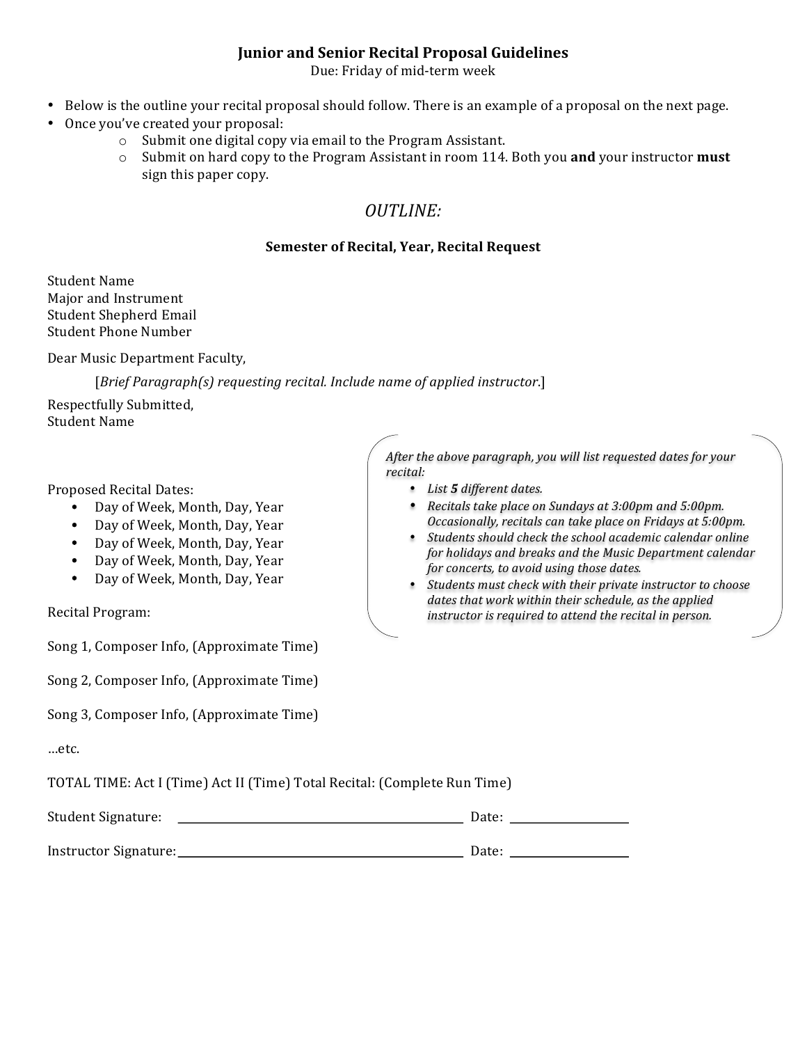# Junior and Senior Recital Proposal Guidelines

Due: Friday of mid-term week

- Below is the outline your recital proposal should follow. There is an example of a proposal on the next page.
- Once you've created your proposal:
  - Submit one digital copy via email to the Program Assistant.
  - Submit on hard copy to the Program Assistant in room 114. Both you **and** your instructor **must** sign this paper copy.

## *OUTLINE:*

### Semester of Recital, Year, Recital Request

Student Name
Major and Instrument
Student Shepherd Email
Student Phone Number

Dear Music Department Faculty,

[*Brief Paragraph(s) requesting recital. Include name of applied instructor.*]

Respectfully Submitted,
Student Name

*After the above paragraph, you will list requested dates for your recital:*

- *List **5** different dates.*
- *Recitals take place on Sundays at 3:00pm and 5:00pm. Occasionally, recitals can take place on Fridays at 5:00pm.*
- *Students should check the school academic calendar online for holidays and breaks and the Music Department calendar for concerts, to avoid using those dates.*
- *Students must check with their private instructor to choose dates that work within their schedule, as the applied instructor is required to attend the recital in person.*

Proposed Recital Dates:

- Day of Week, Month, Day, Year
- Day of Week, Month, Day, Year
- Day of Week, Month, Day, Year
- Day of Week, Month, Day, Year
- Day of Week, Month, Day, Year

Recital Program:

Song 1, Composer Info, (Approximate Time)

Song 2, Composer Info, (Approximate Time)

Song 3, Composer Info, (Approximate Time)

…etc.

TOTAL TIME: Act I (Time) Act II (Time) Total Recital: (Complete Run Time)

Student Signature: ______________________________ Date: ____________

Instructor Signature: ______________________________ Date: ____________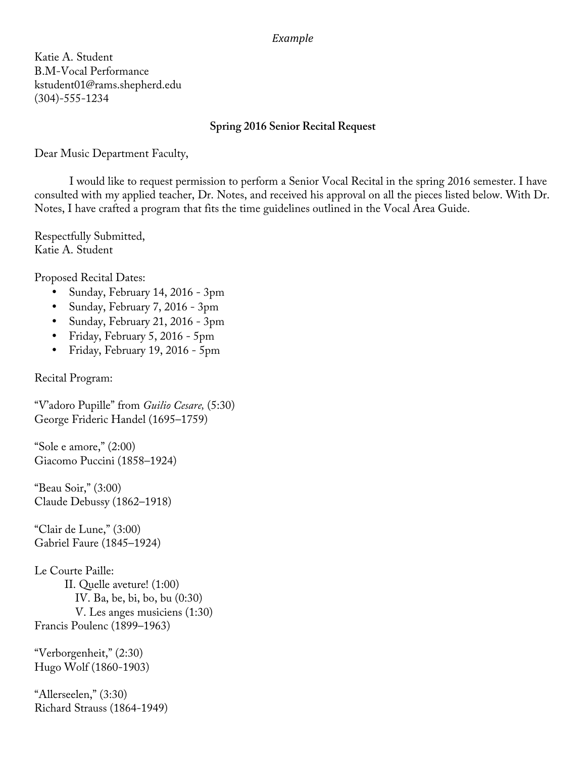*Example*

Katie A. Student
B.M-Vocal Performance
kstudent01@rams.shepherd.edu
(304)-555-1234

**Spring 2016 Senior Recital Request**

Dear Music Department Faculty,

I would like to request permission to perform a Senior Vocal Recital in the spring 2016 semester. I have consulted with my applied teacher, Dr. Notes, and received his approval on all the pieces listed below. With Dr. Notes, I have crafted a program that fits the time guidelines outlined in the Vocal Area Guide.

Respectfully Submitted,
Katie A. Student

Proposed Recital Dates:

- Sunday, February 14, 2016 - 3pm
- Sunday, February 7, 2016 - 3pm
- Sunday, February 21, 2016 - 3pm
- Friday, February 5, 2016 - 5pm
- Friday, February 19, 2016 - 5pm

Recital Program:

"V'adoro Pupille" from *Guilio Cesare,* (5:30)
George Frideric Handel (1695–1759)

"Sole e amore," (2:00)
Giacomo Puccini (1858–1924)

"Beau Soir," (3:00)
Claude Debussy (1862–1918)

"Clair de Lune," (3:00)
Gabriel Faure (1845–1924)

Le Courte Paille:
II. Quelle aveture! (1:00)
IV. Ba, be, bi, bo, bu (0:30)
V. Les anges musiciens (1:30)
Francis Poulenc (1899–1963)

"Verborgenheit," (2:30)
Hugo Wolf (1860-1903)

"Allerseelen," (3:30)
Richard Strauss (1864-1949)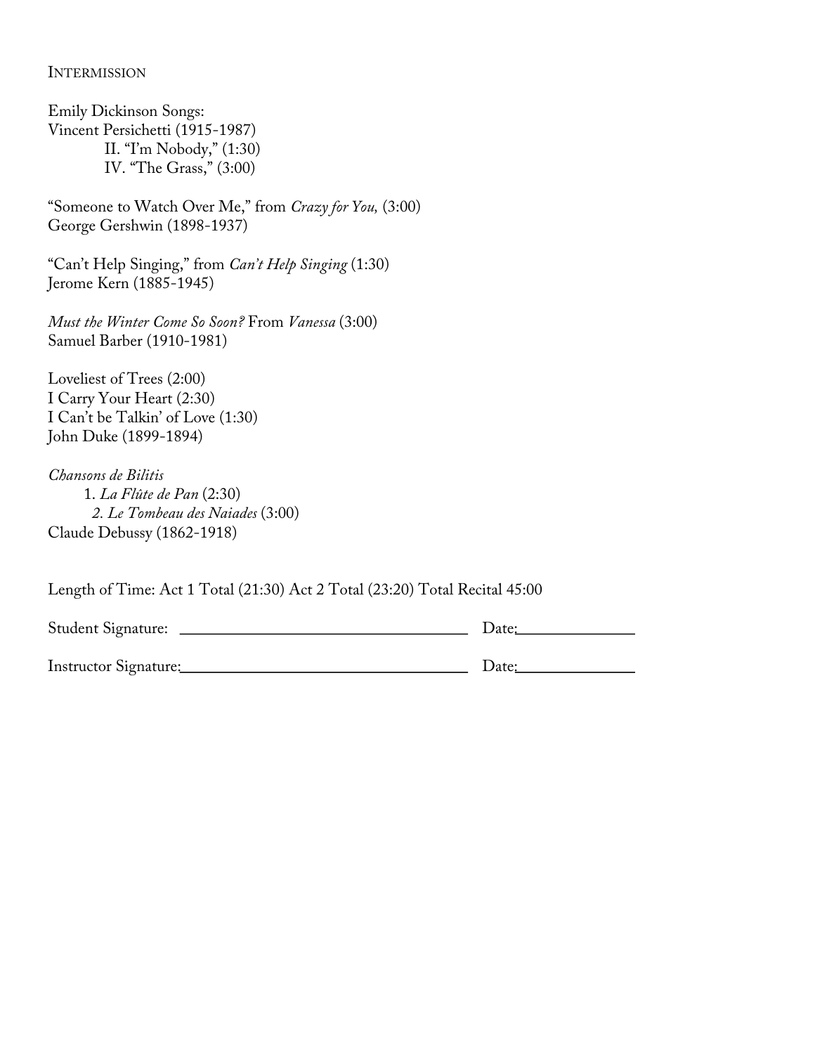INTERMISSION

Emily Dickinson Songs:
Vincent Persichetti (1915-1987)
  II. "I'm Nobody," (1:30)
  IV. "The Grass," (3:00)

"Someone to Watch Over Me," from *Crazy for You,* (3:00)
George Gershwin (1898-1937)

"Can't Help Singing," from *Can't Help Singing* (1:30)
Jerome Kern (1885-1945)

*Must the Winter Come So Soon?* From *Vanessa* (3:00)
Samuel Barber (1910-1981)

Loveliest of Trees (2:00)
I Carry Your Heart (2:30)
I Can't be Talkin' of Love (1:30)
John Duke (1899-1894)

*Chansons de Bilitis*
  1. *La Flûte de Pan* (2:30)
  *2. Le Tombeau des Naiades* (3:00)
Claude Debussy (1862-1918)

Length of Time: Act 1 Total (21:30) Act 2 Total (23:20) Total Recital 45:00

Student Signature: ______________________________ Date:____________

Instructor Signature:______________________________ Date:____________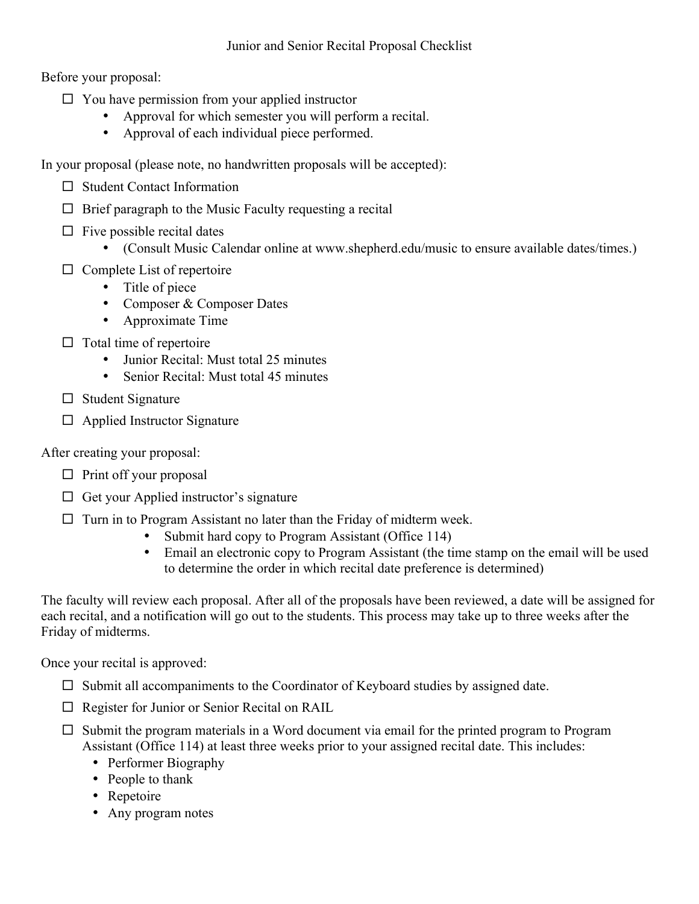# Junior and Senior Recital Proposal Checklist

Before your proposal:

- ☐ You have permission from your applied instructor
    - Approval for which semester you will perform a recital.
    - Approval of each individual piece performed.

In your proposal (please note, no handwritten proposals will be accepted):

- ☐ Student Contact Information
- ☐ Brief paragraph to the Music Faculty requesting a recital
- ☐ Five possible recital dates
    - (Consult Music Calendar online at www.shepherd.edu/music to ensure available dates/times.)
- ☐ Complete List of repertoire
    - Title of piece
    - Composer & Composer Dates
    - Approximate Time
- ☐ Total time of repertoire
    - Junior Recital: Must total 25 minutes
    - Senior Recital: Must total 45 minutes
- ☐ Student Signature
- ☐ Applied Instructor Signature

After creating your proposal:

- ☐ Print off your proposal
- ☐ Get your Applied instructor's signature
- ☐ Turn in to Program Assistant no later than the Friday of midterm week.
    - Submit hard copy to Program Assistant (Office 114)
    - Email an electronic copy to Program Assistant (the time stamp on the email will be used to determine the order in which recital date preference is determined)

The faculty will review each proposal. After all of the proposals have been reviewed, a date will be assigned for each recital, and a notification will go out to the students. This process may take up to three weeks after the Friday of midterms.

Once your recital is approved:

- ☐ Submit all accompaniments to the Coordinator of Keyboard studies by assigned date.
- ☐ Register for Junior or Senior Recital on RAIL
- ☐ Submit the program materials in a Word document via email for the printed program to Program Assistant (Office 114) at least three weeks prior to your assigned recital date. This includes:
    - Performer Biography
    - People to thank
    - Repetoire
    - Any program notes